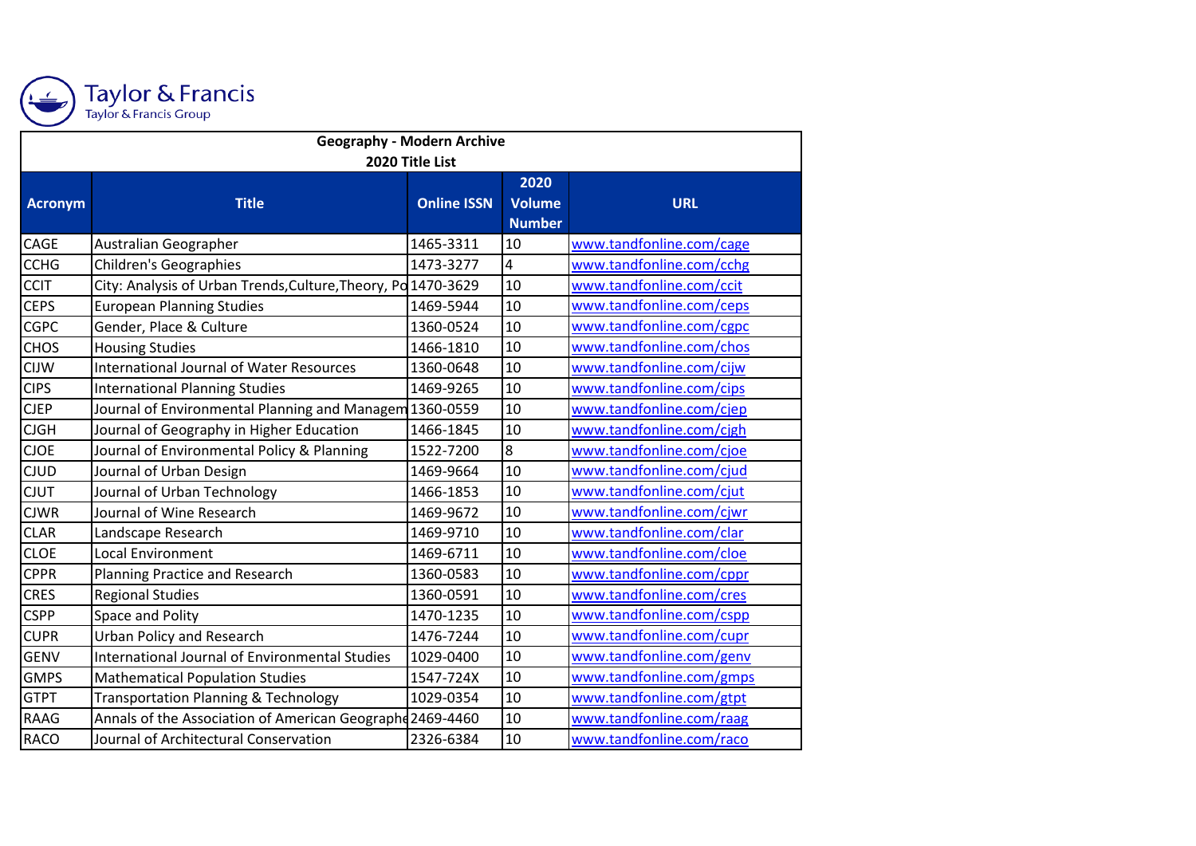Taylor & Francis
Taylor & Francis Group

| Geography - Modern Archive | | | | |
|---|---|---|---|---|
| 2020 Title List | | | | |
| Acronym | Title | Online ISSN | 2020 Volume Number | URL |
| CAGE | Australian Geographer | 1465-3311 | 10 | www.tandfonline.com/cage |
| CCHG | Children's Geographies | 1473-3277 | 4 | www.tandfonline.com/cchg |
| CCIT | City: Analysis of Urban Trends,Culture,Theory, Po | 1470-3629 | 10 | www.tandfonline.com/ccit |
| CEPS | European Planning Studies | 1469-5944 | 10 | www.tandfonline.com/ceps |
| CGPC | Gender, Place & Culture | 1360-0524 | 10 | www.tandfonline.com/cgpc |
| CHOS | Housing Studies | 1466-1810 | 10 | www.tandfonline.com/chos |
| CIJW | International Journal of Water Resources | 1360-0648 | 10 | www.tandfonline.com/cijw |
| CIPS | International Planning Studies | 1469-9265 | 10 | www.tandfonline.com/cips |
| CJEP | Journal of Environmental Planning and Managem | 1360-0559 | 10 | www.tandfonline.com/cjep |
| CJGH | Journal of Geography in Higher Education | 1466-1845 | 10 | www.tandfonline.com/cjgh |
| CJOE | Journal of Environmental Policy & Planning | 1522-7200 | 8 | www.tandfonline.com/cjoe |
| CJUD | Journal of Urban Design | 1469-9664 | 10 | www.tandfonline.com/cjud |
| CJUT | Journal of Urban Technology | 1466-1853 | 10 | www.tandfonline.com/cjut |
| CJWR | Journal of Wine Research | 1469-9672 | 10 | www.tandfonline.com/cjwr |
| CLAR | Landscape Research | 1469-9710 | 10 | www.tandfonline.com/clar |
| CLOE | Local Environment | 1469-6711 | 10 | www.tandfonline.com/cloe |
| CPPR | Planning Practice and Research | 1360-0583 | 10 | www.tandfonline.com/cppr |
| CRES | Regional Studies | 1360-0591 | 10 | www.tandfonline.com/cres |
| CSPP | Space and Polity | 1470-1235 | 10 | www.tandfonline.com/cspp |
| CUPR | Urban Policy and Research | 1476-7244 | 10 | www.tandfonline.com/cupr |
| GENV | International Journal of Environmental Studies | 1029-0400 | 10 | www.tandfonline.com/genv |
| GMPS | Mathematical Population Studies | 1547-724X | 10 | www.tandfonline.com/gmps |
| GTPT | Transportation Planning & Technology | 1029-0354 | 10 | www.tandfonline.com/gtpt |
| RAAG | Annals of the Association of American Geographe | 2469-4460 | 10 | www.tandfonline.com/raag |
| RACO | Journal of Architectural Conservation | 2326-6384 | 10 | www.tandfonline.com/raco |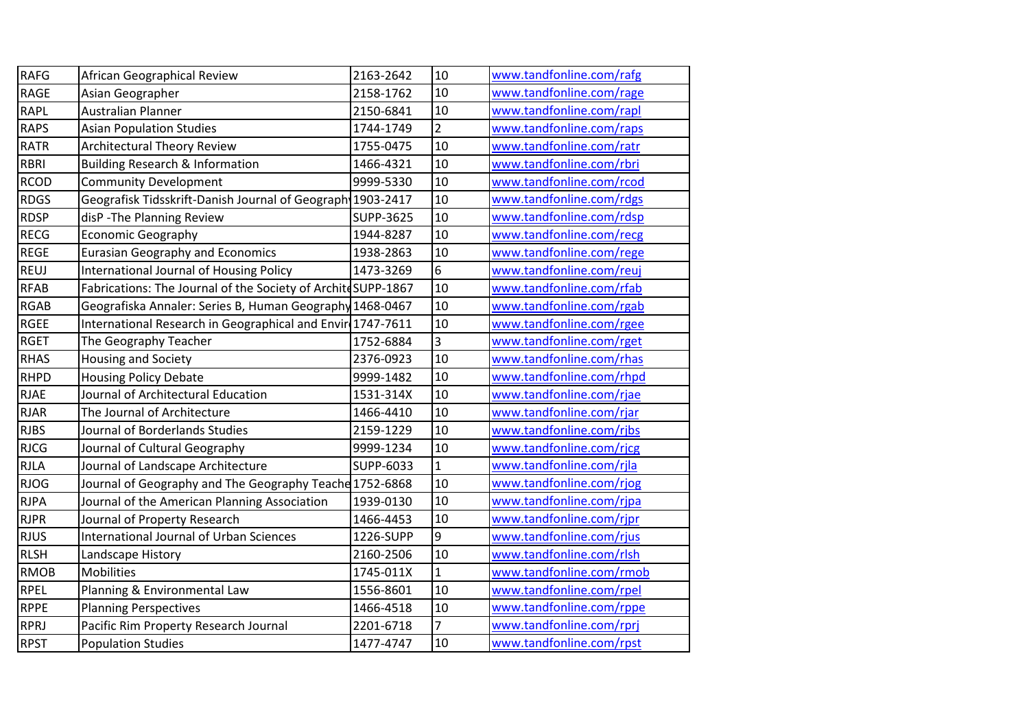| RAFG | African Geographical Review | 2163-2642 | 10 | www.tandfonline.com/rafg |
|---|---|---|---|---|
| RAGE | Asian Geographer | 2158-1762 | 10 | www.tandfonline.com/rage |
| RAPL | Australian Planner | 2150-6841 | 10 | www.tandfonline.com/rapl |
| RAPS | Asian Population Studies | 1744-1749 | 2 | www.tandfonline.com/raps |
| RATR | Architectural Theory Review | 1755-0475 | 10 | www.tandfonline.com/ratr |
| RBRI | Building Research & Information | 1466-4321 | 10 | www.tandfonline.com/rbri |
| RCOD | Community Development | 9999-5330 | 10 | www.tandfonline.com/rcod |
| RDGS | Geografisk Tidsskrift-Danish Journal of Geograph | 1903-2417 | 10 | www.tandfonline.com/rdgs |
| RDSP | disP -The Planning Review | SUPP-3625 | 10 | www.tandfonline.com/rdsp |
| RECG | Economic Geography | 1944-8287 | 10 | www.tandfonline.com/recg |
| REGE | Eurasian Geography and Economics | 1938-2863 | 10 | www.tandfonline.com/rege |
| REUJ | International Journal of Housing Policy | 1473-3269 | 6 | www.tandfonline.com/reuj |
| RFAB | Fabrications: The Journal of the Society of Archit | SUPP-1867 | 10 | www.tandfonline.com/rfab |
| RGAB | Geografiska Annaler: Series B, Human Geography | 1468-0467 | 10 | www.tandfonline.com/rgab |
| RGEE | International Research in Geographical and Envir | 1747-7611 | 10 | www.tandfonline.com/rgee |
| RGET | The Geography Teacher | 1752-6884 | 3 | www.tandfonline.com/rget |
| RHAS | Housing and Society | 2376-0923 | 10 | www.tandfonline.com/rhas |
| RHPD | Housing Policy Debate | 9999-1482 | 10 | www.tandfonline.com/rhpd |
| RJAE | Journal of Architectural Education | 1531-314X | 10 | www.tandfonline.com/rjae |
| RJAR | The Journal of Architecture | 1466-4410 | 10 | www.tandfonline.com/rjar |
| RJBS | Journal of Borderlands Studies | 2159-1229 | 10 | www.tandfonline.com/rjbs |
| RJCG | Journal of Cultural Geography | 9999-1234 | 10 | www.tandfonline.com/rjcg |
| RJLA | Journal of Landscape Architecture | SUPP-6033 | 1 | www.tandfonline.com/rjla |
| RJOG | Journal of Geography and The Geography Teache | 1752-6868 | 10 | www.tandfonline.com/rjog |
| RJPA | Journal of the American Planning Association | 1939-0130 | 10 | www.tandfonline.com/rjpa |
| RJPR | Journal of Property Research | 1466-4453 | 10 | www.tandfonline.com/rjpr |
| RJUS | International Journal of Urban Sciences | 1226-SUPP | 9 | www.tandfonline.com/rjus |
| RLSH | Landscape History | 2160-2506 | 10 | www.tandfonline.com/rlsh |
| RMOB | Mobilities | 1745-011X | 1 | www.tandfonline.com/rmob |
| RPEL | Planning & Environmental Law | 1556-8601 | 10 | www.tandfonline.com/rpel |
| RPPE | Planning Perspectives | 1466-4518 | 10 | www.tandfonline.com/rppe |
| RPRJ | Pacific Rim Property Research Journal | 2201-6718 | 7 | www.tandfonline.com/rprj |
| RPST | Population Studies | 1477-4747 | 10 | www.tandfonline.com/rpst |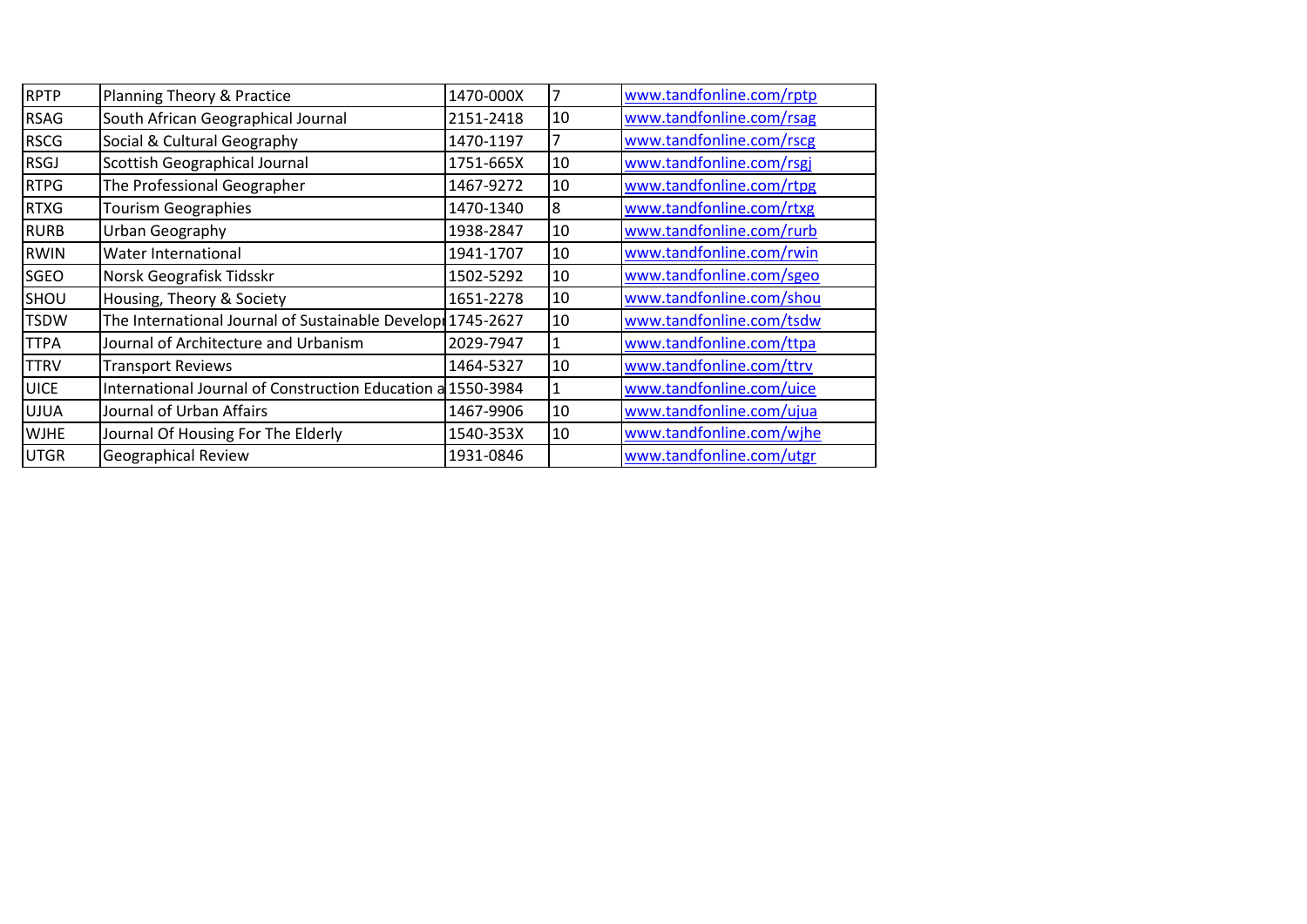| | | | | |
|---|---|---|---|---|
| RPTP | Planning Theory & Practice | 1470-000X | 7 | www.tandfonline.com/rptp |
| RSAG | South African Geographical Journal | 2151-2418 | 10 | www.tandfonline.com/rsag |
| RSCG | Social & Cultural Geography | 1470-1197 | 7 | www.tandfonline.com/rscg |
| RSGJ | Scottish Geographical Journal | 1751-665X | 10 | www.tandfonline.com/rsgj |
| RTPG | The Professional Geographer | 1467-9272 | 10 | www.tandfonline.com/rtpg |
| RTXG | Tourism Geographies | 1470-1340 | 8 | www.tandfonline.com/rtxg |
| RURB | Urban Geography | 1938-2847 | 10 | www.tandfonline.com/rurb |
| RWIN | Water International | 1941-1707 | 10 | www.tandfonline.com/rwin |
| SGEO | Norsk Geografisk Tidsskr | 1502-5292 | 10 | www.tandfonline.com/sgeo |
| SHOU | Housing, Theory & Society | 1651-2278 | 10 | www.tandfonline.com/shou |
| TSDW | The International Journal of Sustainable Develop | 1745-2627 | 10 | www.tandfonline.com/tsdw |
| TTPA | Journal of Architecture and Urbanism | 2029-7947 | 1 | www.tandfonline.com/ttpa |
| TTRV | Transport Reviews | 1464-5327 | 10 | www.tandfonline.com/ttrv |
| UICE | International Journal of Construction Education a | 1550-3984 | 1 | www.tandfonline.com/uice |
| UJUA | Journal of Urban Affairs | 1467-9906 | 10 | www.tandfonline.com/ujua |
| WJHE | Journal Of Housing For The Elderly | 1540-353X | 10 | www.tandfonline.com/wjhe |
| UTGR | Geographical Review | 1931-0846 | | www.tandfonline.com/utgr |